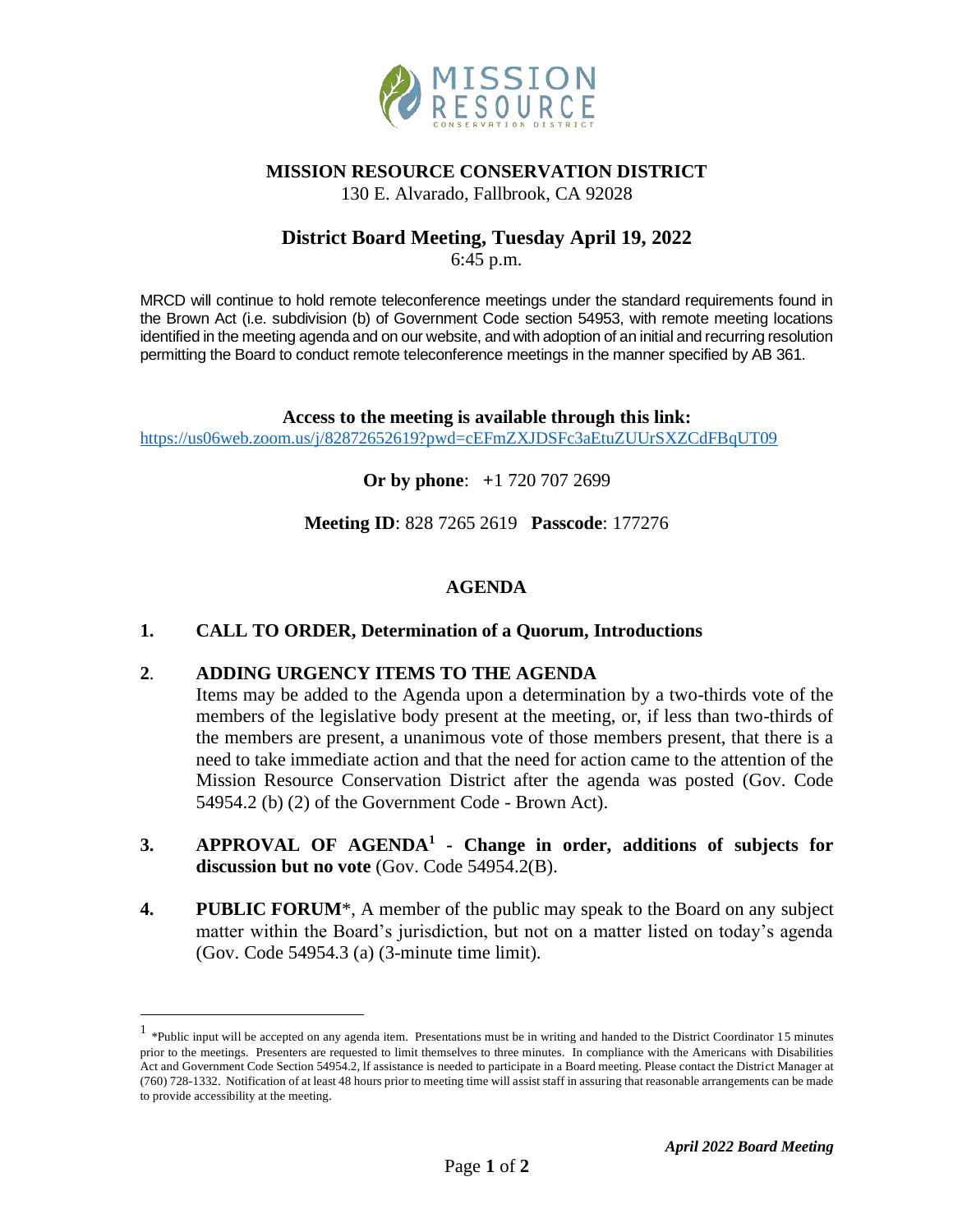# MISSION RESOURCE CONSERVATION DISTRICT

130 E. Alvarado, Fallbrook, CA 92028

## District Board Meeting, Tuesday April 19, 2022

6:45 p.m.

MRCD will continue to hold remote teleconference meetings under the standard requirements found in the Brown Act (i.e. subdivision (b) of Government Code section 54953, with remote meeting locations identified in the meeting agenda and on our website, and with adoption of an initial and recurring resolution permitting the Board to conduct remote teleconference meetings in the manner specified by AB 361.

**Access to the meeting is available through this link:**
https://us06web.zoom.us/j/82872652619?pwd=cEFmZXJDSFc3aEtuZUUrSXZCdFBqUT09

**Or by phone**: +1 720 707 2699

**Meeting ID**: 828 7265 2619 **Passcode**: 177276

## AGENDA

**1. CALL TO ORDER, Determination of a Quorum, Introductions**

**2. ADDING URGENCY ITEMS TO THE AGENDA**
Items may be added to the Agenda upon a determination by a two-thirds vote of the members of the legislative body present at the meeting, or, if less than two-thirds of the members are present, a unanimous vote of those members present, that there is a need to take immediate action and that the need for action came to the attention of the Mission Resource Conservation District after the agenda was posted (Gov. Code 54954.2 (b) (2) of the Government Code - Brown Act).

**3. APPROVAL OF AGENDA[1] - Change in order, additions of subjects for discussion but no vote** (Gov. Code 54954.2(B).

**4. PUBLIC FORUM***, A member of the public may speak to the Board on any subject matter within the Board's jurisdiction, but not on a matter listed on today's agenda (Gov. Code 54954.3 (a) (3-minute time limit).

---

[1] *Public input will be accepted on any agenda item. Presentations must be in writing and handed to the District Coordinator 15 minutes prior to the meetings. Presenters are requested to limit themselves to three minutes. In compliance with the Americans with Disabilities Act and Government Code Section 54954.2, If assistance is needed to participate in a Board meeting. Please contact the District Manager at (760) 728-1332. Notification of at least 48 hours prior to meeting time will assist staff in assuring that reasonable arrangements can be made to provide accessibility at the meeting.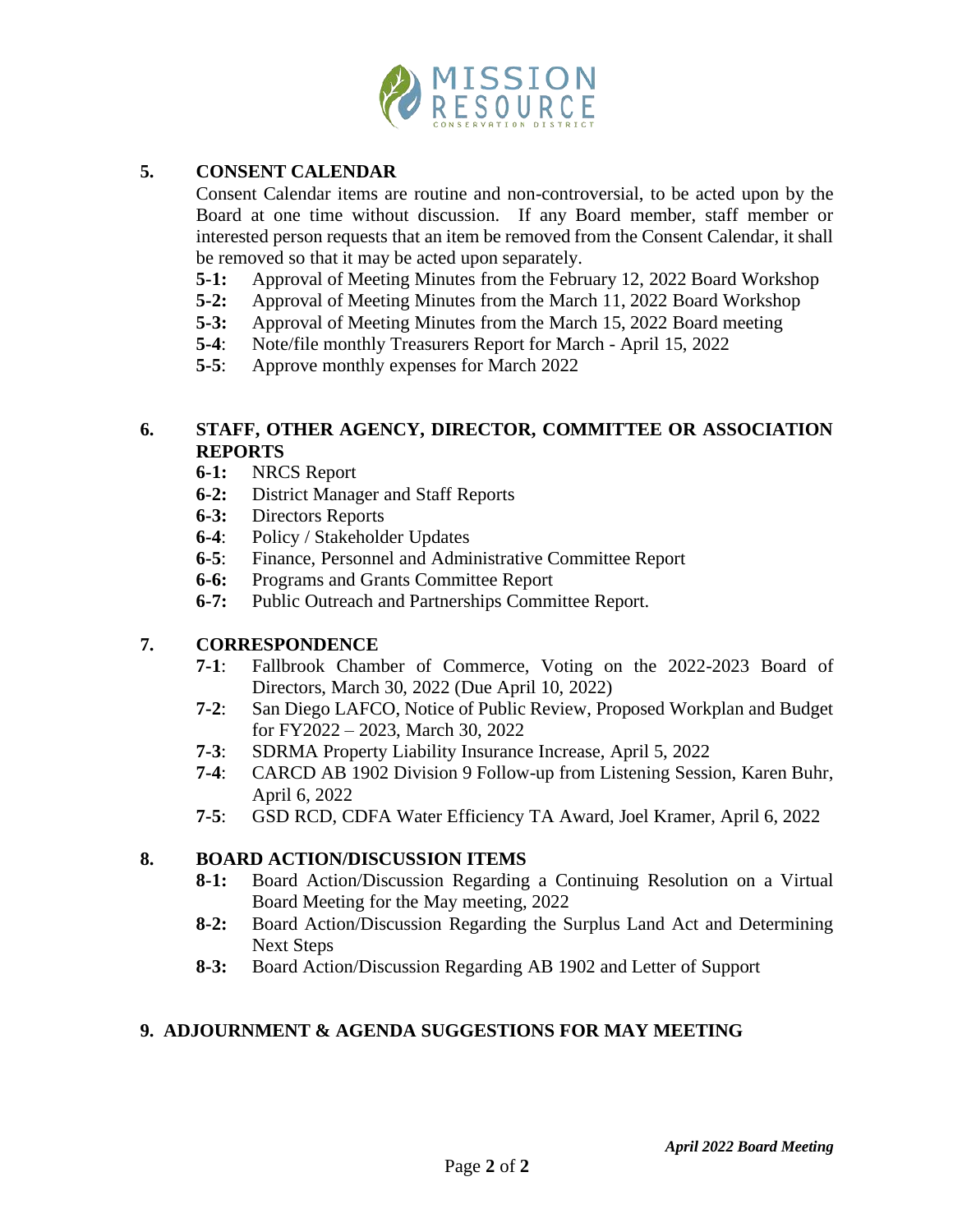## 5. CONSENT CALENDAR

Consent Calendar items are routine and non-controversial, to be acted upon by the Board at one time without discussion. If any Board member, staff member or interested person requests that an item be removed from the Consent Calendar, it shall be removed so that it may be acted upon separately.

- **5-1:** Approval of Meeting Minutes from the February 12, 2022 Board Workshop
- **5-2:** Approval of Meeting Minutes from the March 11, 2022 Board Workshop
- **5-3:** Approval of Meeting Minutes from the March 15, 2022 Board meeting
- **5-4**: Note/file monthly Treasurers Report for March - April 15, 2022
- **5-5**: Approve monthly expenses for March 2022

## 6. STAFF, OTHER AGENCY, DIRECTOR, COMMITTEE OR ASSOCIATION REPORTS

- **6-1:** NRCS Report
- **6-2:** District Manager and Staff Reports
- **6-3:** Directors Reports
- **6-4**: Policy / Stakeholder Updates
- **6-5**: Finance, Personnel and Administrative Committee Report
- **6-6:** Programs and Grants Committee Report
- **6-7:** Public Outreach and Partnerships Committee Report.

## 7. CORRESPONDENCE

- **7-1**: Fallbrook Chamber of Commerce, Voting on the 2022-2023 Board of Directors, March 30, 2022 (Due April 10, 2022)
- **7-2**: San Diego LAFCO, Notice of Public Review, Proposed Workplan and Budget for FY2022 – 2023, March 30, 2022
- **7-3**: SDRMA Property Liability Insurance Increase, April 5, 2022
- **7-4**: CARCD AB 1902 Division 9 Follow-up from Listening Session, Karen Buhr, April 6, 2022
- **7-5**: GSD RCD, CDFA Water Efficiency TA Award, Joel Kramer, April 6, 2022

## 8. BOARD ACTION/DISCUSSION ITEMS

- **8-1:** Board Action/Discussion Regarding a Continuing Resolution on a Virtual Board Meeting for the May meeting, 2022
- **8-2:** Board Action/Discussion Regarding the Surplus Land Act and Determining Next Steps
- **8-3:** Board Action/Discussion Regarding AB 1902 and Letter of Support

## 9. ADJOURNMENT & AGENDA SUGGESTIONS FOR MAY MEETING